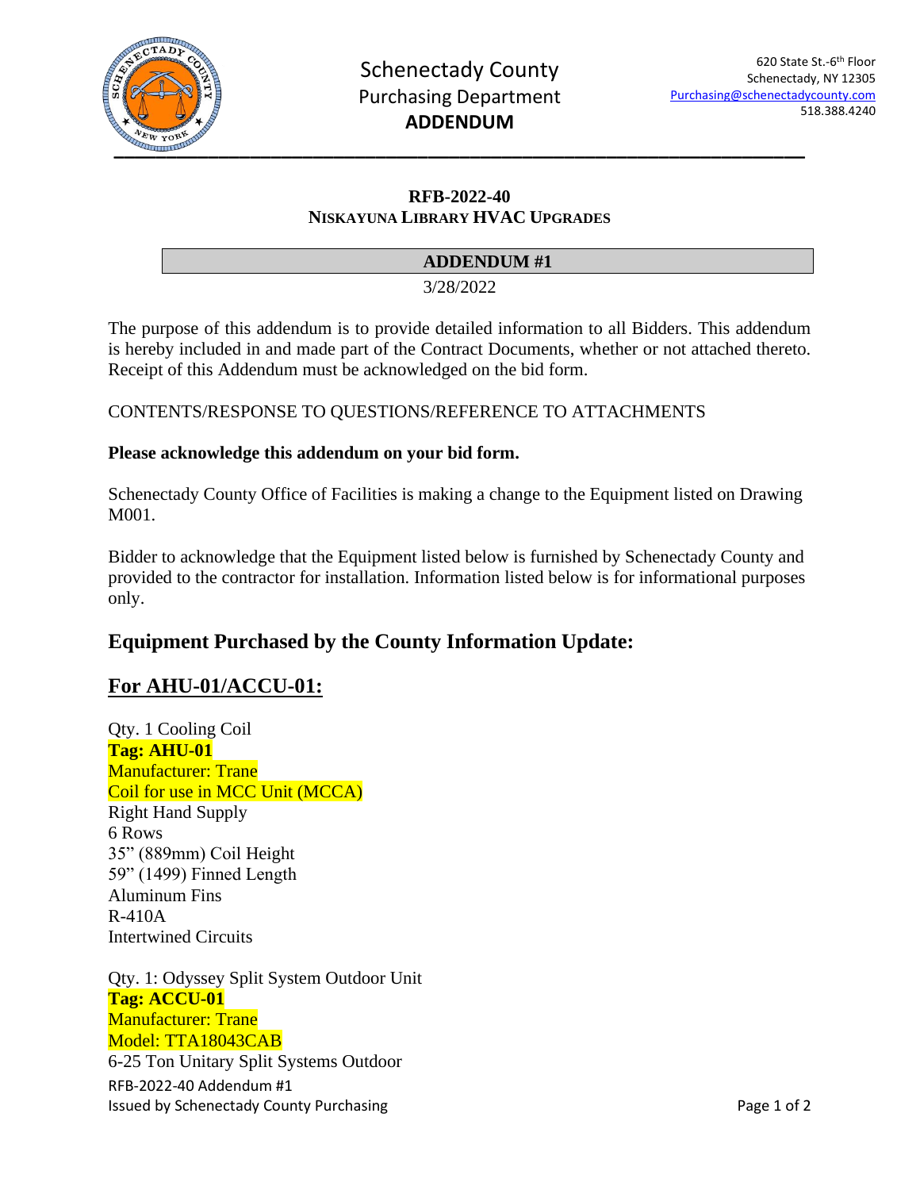Schenectady County
Purchasing Department
**ADDENDUM**

620 State St.-6th Floor
Schenectady, NY 12305
Purchasing@schenectadycounty.com
518.388.4240

**RFB-2022-40**
**NISKAYUNA LIBRARY HVAC UPGRADES**

**ADDENDUM #1**

3/28/2022

The purpose of this addendum is to provide detailed information to all Bidders. This addendum is hereby included in and made part of the Contract Documents, whether or not attached thereto. Receipt of this Addendum must be acknowledged on the bid form.

CONTENTS/RESPONSE TO QUESTIONS/REFERENCE TO ATTACHMENTS

**Please acknowledge this addendum on your bid form.**

Schenectady County Office of Facilities is making a change to the Equipment listed on Drawing M001.

Bidder to acknowledge that the Equipment listed below is furnished by Schenectady County and provided to the contractor for installation. Information listed below is for informational purposes only.

## Equipment Purchased by the County Information Update:

## For AHU-01/ACCU-01:

Qty. 1 Cooling Coil
**Tag: AHU-01**
Manufacturer: Trane
Coil for use in MCC Unit (MCCA)
Right Hand Supply
6 Rows
35" (889mm) Coil Height
59" (1499) Finned Length
Aluminum Fins
R-410A
Intertwined Circuits

Qty. 1: Odyssey Split System Outdoor Unit
**Tag: ACCU-01**
Manufacturer: Trane
Model: TTA18043CAB
6-25 Ton Unitary Split Systems Outdoor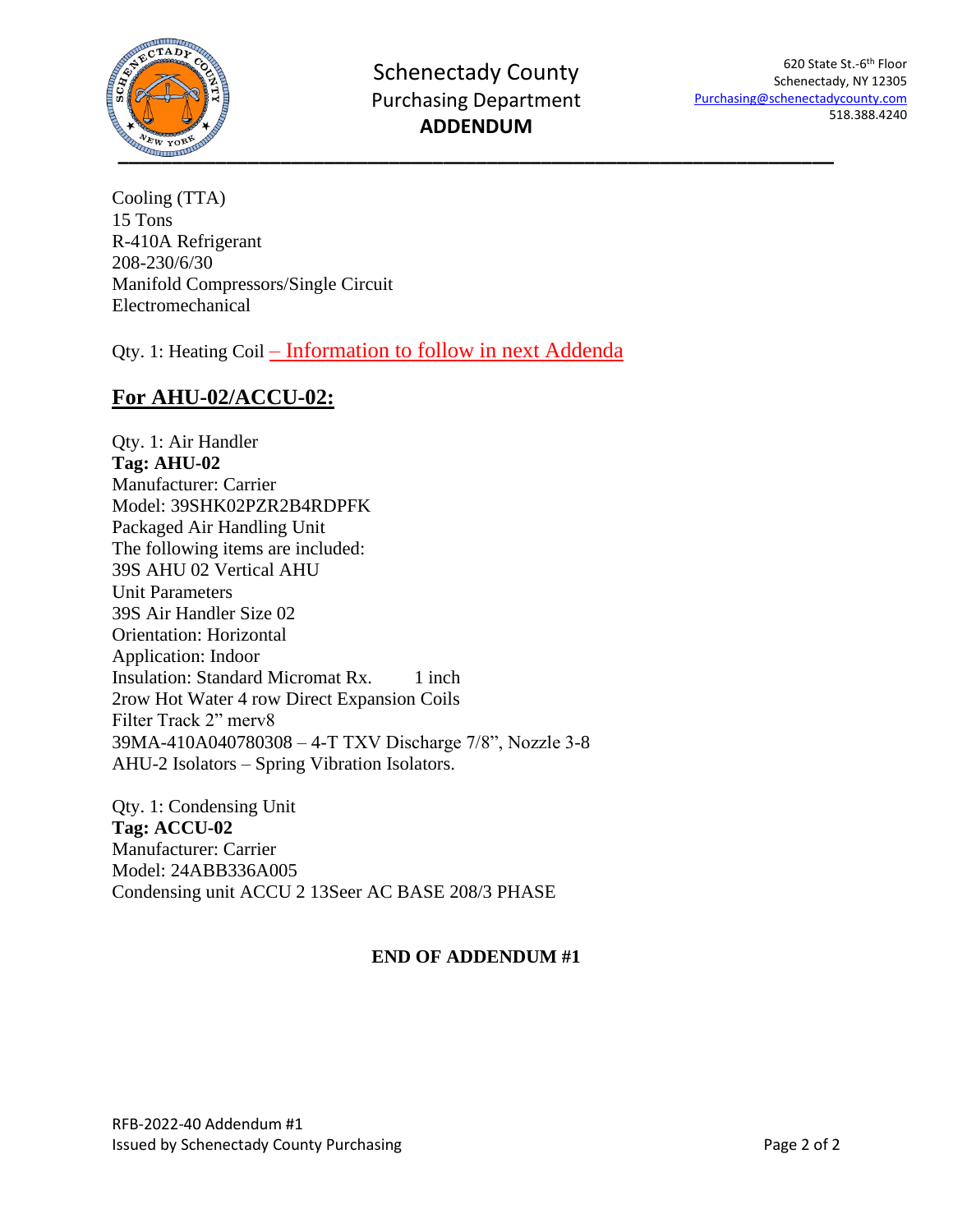Cooling (TTA)
15 Tons
R-410A Refrigerant
208-230/6/30
Manifold Compressors/Single Circuit
Electromechanical

Qty. 1: Heating Coil – Information to follow in next Addenda

## For AHU-02/ACCU-02:

Qty. 1: Air Handler
**Tag: AHU-02**
Manufacturer: Carrier
Model: 39SHK02PZR2B4RDPFK
Packaged Air Handling Unit
The following items are included:
39S AHU 02 Vertical AHU
Unit Parameters
39S Air Handler Size 02
Orientation: Horizontal
Application: Indoor
Insulation: Standard Micromat Rx. 1 inch
2row Hot Water 4 row Direct Expansion Coils
Filter Track 2" merv8
39MA-410A040780308 – 4-T TXV Discharge 7/8", Nozzle 3-8
AHU-2 Isolators – Spring Vibration Isolators.

Qty. 1: Condensing Unit
**Tag: ACCU-02**
Manufacturer: Carrier
Model: 24ABB336A005
Condensing unit ACCU 2 13Seer AC BASE 208/3 PHASE

**END OF ADDENDUM #1**

RFB-2022-40 Addendum #1
Issued by Schenectady County Purchasing